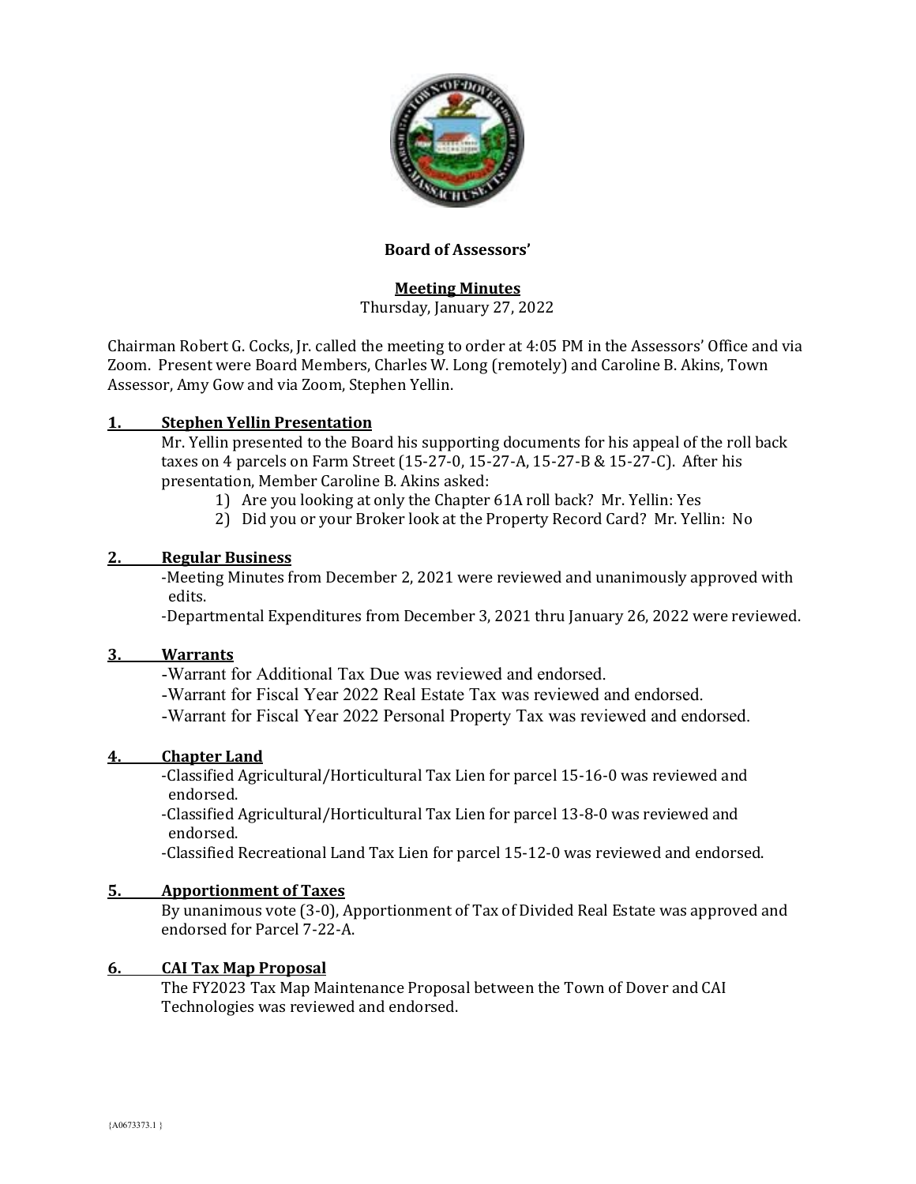**Board of Assessors'**

**Meeting Minutes**
Thursday, January 27, 2022

Chairman Robert G. Cocks, Jr. called the meeting to order at 4:05 PM in the Assessors' Office and via Zoom. Present were Board Members, Charles W. Long (remotely) and Caroline B. Akins, Town Assessor, Amy Gow and via Zoom, Stephen Yellin.

## 1. Stephen Yellin Presentation

Mr. Yellin presented to the Board his supporting documents for his appeal of the roll back taxes on 4 parcels on Farm Street (15-27-0, 15-27-A, 15-27-B & 15-27-C). After his presentation, Member Caroline B. Akins asked:

1) Are you looking at only the Chapter 61A roll back? Mr. Yellin: Yes
2) Did you or your Broker look at the Property Record Card? Mr. Yellin: No

## 2. Regular Business

-Meeting Minutes from December 2, 2021 were reviewed and unanimously approved with edits.
-Departmental Expenditures from December 3, 2021 thru January 26, 2022 were reviewed.

## 3. Warrants

-Warrant for Additional Tax Due was reviewed and endorsed.
-Warrant for Fiscal Year 2022 Real Estate Tax was reviewed and endorsed.
-Warrant for Fiscal Year 2022 Personal Property Tax was reviewed and endorsed.

## 4. Chapter Land

-Classified Agricultural/Horticultural Tax Lien for parcel 15-16-0 was reviewed and endorsed.
-Classified Agricultural/Horticultural Tax Lien for parcel 13-8-0 was reviewed and endorsed.
-Classified Recreational Land Tax Lien for parcel 15-12-0 was reviewed and endorsed.

## 5. Apportionment of Taxes

By unanimous vote (3-0), Apportionment of Tax of Divided Real Estate was approved and endorsed for Parcel 7-22-A.

## 6. CAI Tax Map Proposal

The FY2023 Tax Map Maintenance Proposal between the Town of Dover and CAI Technologies was reviewed and endorsed.

{A0673373.1 }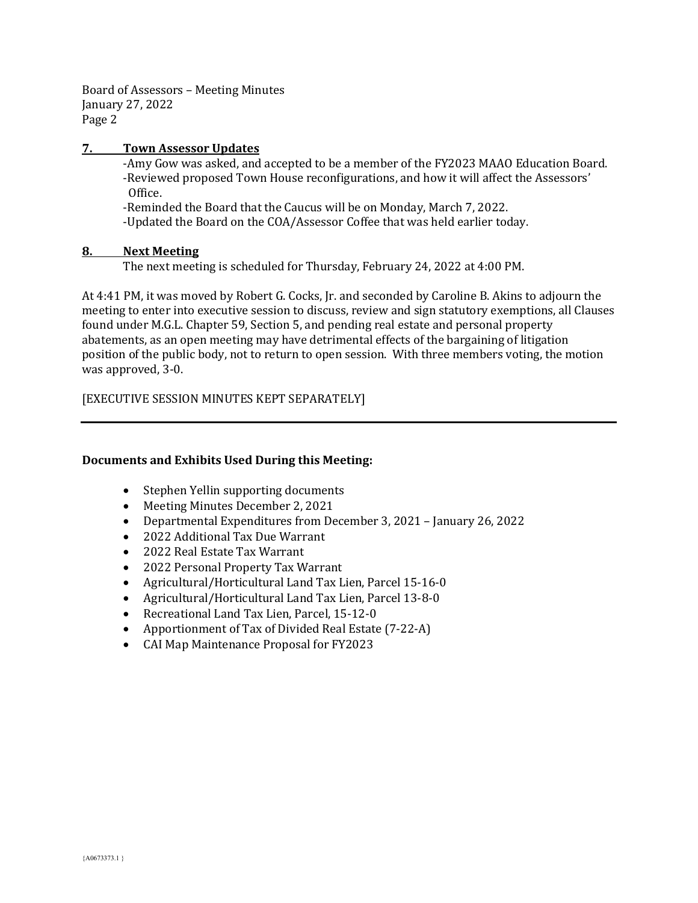## 7. Town Assessor Updates

-Amy Gow was asked, and accepted to be a member of the FY2023 MAAO Education Board.
-Reviewed proposed Town House reconfigurations, and how it will affect the Assessors' Office.
-Reminded the Board that the Caucus will be on Monday, March 7, 2022.
-Updated the Board on the COA/Assessor Coffee that was held earlier today.

## 8. Next Meeting

The next meeting is scheduled for Thursday, February 24, 2022 at 4:00 PM.

At 4:41 PM, it was moved by Robert G. Cocks, Jr. and seconded by Caroline B. Akins to adjourn the meeting to enter into executive session to discuss, review and sign statutory exemptions, all Clauses found under M.G.L. Chapter 59, Section 5, and pending real estate and personal property abatements, as an open meeting may have detrimental effects of the bargaining of litigation position of the public body, not to return to open session. With three members voting, the motion was approved, 3-0.

[EXECUTIVE SESSION MINUTES KEPT SEPARATELY]

---

**Documents and Exhibits Used During this Meeting:**

- Stephen Yellin supporting documents
- Meeting Minutes December 2, 2021
- Departmental Expenditures from December 3, 2021 – January 26, 2022
- 2022 Additional Tax Due Warrant
- 2022 Real Estate Tax Warrant
- 2022 Personal Property Tax Warrant
- Agricultural/Horticultural Land Tax Lien, Parcel 15-16-0
- Agricultural/Horticultural Land Tax Lien, Parcel 13-8-0
- Recreational Land Tax Lien, Parcel, 15-12-0
- Apportionment of Tax of Divided Real Estate (7-22-A)
- CAI Map Maintenance Proposal for FY2023

{A0673373.1 }